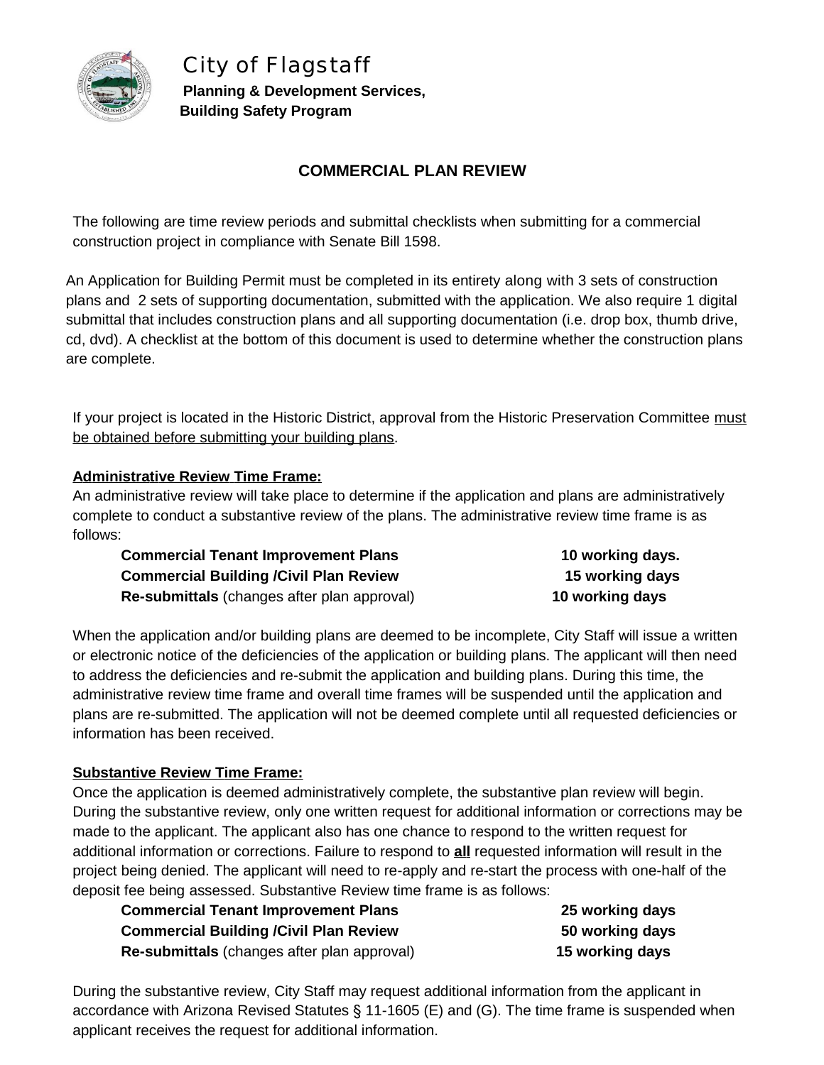# City of Flagstaff

**Planning & Development Services,**
**Building Safety Program**

## COMMERCIAL PLAN REVIEW

The following are time review periods and submittal checklists when submitting for a commercial construction project in compliance with Senate Bill 1598.

An Application for Building Permit must be completed in its entirety along with 3 sets of construction plans and 2 sets of supporting documentation, submitted with the application. We also require 1 digital submittal that includes construction plans and all supporting documentation (i.e. drop box, thumb drive, cd, dvd). A checklist at the bottom of this document is used to determine whether the construction plans are complete.

If your project is located in the Historic District, approval from the Historic Preservation Committee <u>must be obtained before submitting your building plans</u>.

**<u>Administrative Review Time Frame:</u>**
An administrative review will take place to determine if the application and plans are administratively complete to conduct a substantive review of the plans. The administrative review time frame is as follows:

| | |
|---|---|
| **Commercial Tenant Improvement Plans** | **10 working days.** |
| **Commercial Building /Civil Plan Review** | **15 working days** |
| **Re-submittals** (changes after plan approval) | **10 working days** |

When the application and/or building plans are deemed to be incomplete, City Staff will issue a written or electronic notice of the deficiencies of the application or building plans. The applicant will then need to address the deficiencies and re-submit the application and building plans. During this time, the administrative review time frame and overall time frames will be suspended until the application and plans are re-submitted. The application will not be deemed complete until all requested deficiencies or information has been received.

**<u>Substantive Review Time Frame:</u>**
Once the application is deemed administratively complete, the substantive plan review will begin. During the substantive review, only one written request for additional information or corrections may be made to the applicant. The applicant also has one chance to respond to the written request for additional information or corrections. Failure to respond to **<u>all</u>** requested information will result in the project being denied. The applicant will need to re-apply and re-start the process with one-half of the deposit fee being assessed. Substantive Review time frame is as follows:

| | |
|---|---|
| **Commercial Tenant Improvement Plans** | **25 working days** |
| **Commercial Building /Civil Plan Review** | **50 working days** |
| **Re-submittals** (changes after plan approval) | **15 working days** |

During the substantive review, City Staff may request additional information from the applicant in accordance with Arizona Revised Statutes § 11-1605 (E) and (G). The time frame is suspended when applicant receives the request for additional information.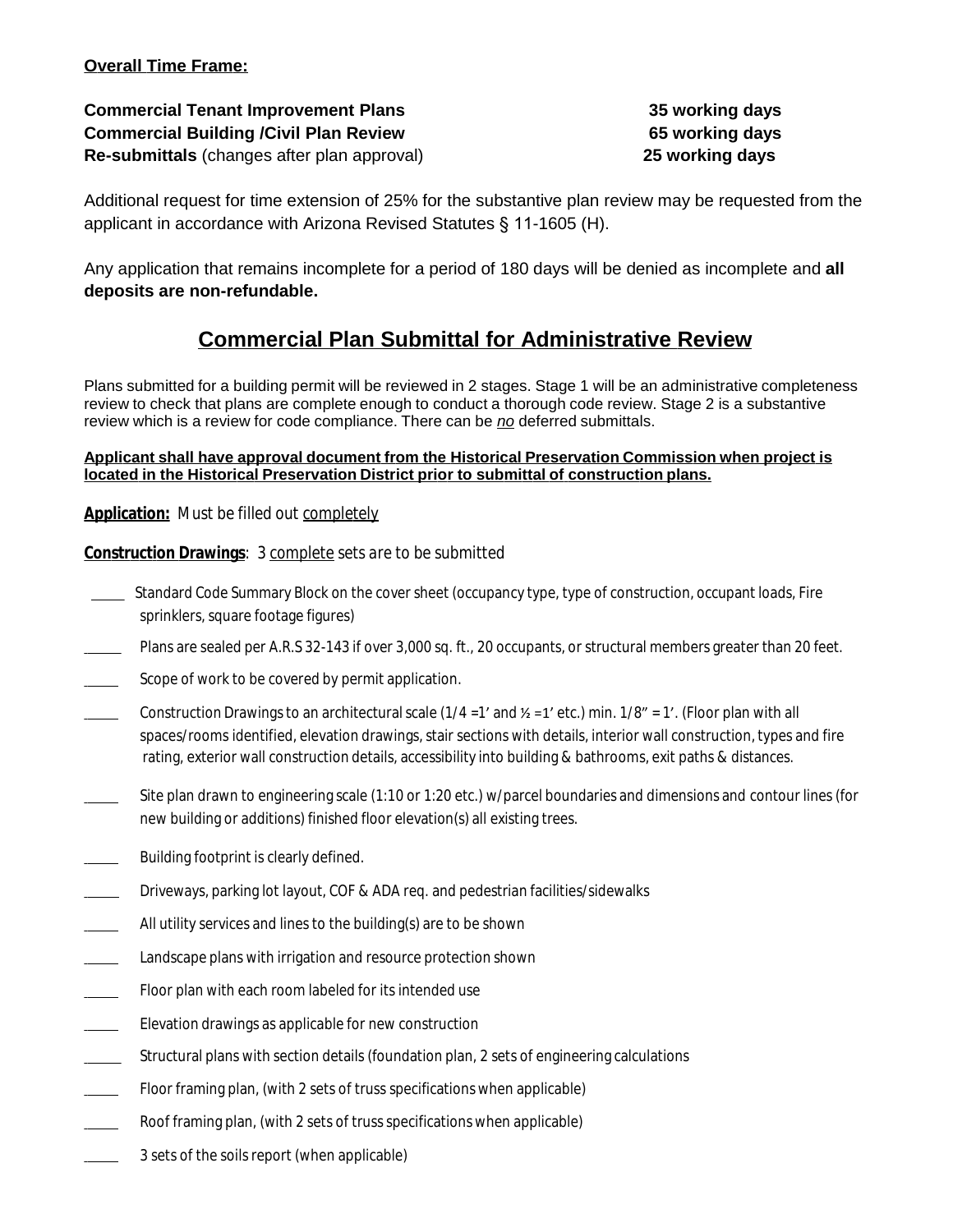**Overall Time Frame:**

| | |
|---|---|
| **Commercial Tenant Improvement Plans** | **35 working days** |
| **Commercial Building /Civil Plan Review** | **65 working days** |
| **Re-submittals** (changes after plan approval) | **25 working days** |

Additional request for time extension of 25% for the substantive plan review may be requested from the applicant in accordance with Arizona Revised Statutes § 11-1605 (H).

Any application that remains incomplete for a period of 180 days will be denied as incomplete and **all deposits are non-refundable.**

## Commercial Plan Submittal for Administrative Review

Plans submitted for a building permit will be reviewed in 2 stages. Stage 1 will be an administrative completeness review to check that plans are complete enough to conduct a thorough code review. Stage 2 is a substantive review which is a review for code compliance. There can be *no* deferred submittals.

**Applicant shall have approval document from the Historical Preservation Commission when project is located in the Historical Preservation District prior to submittal of construction plans.**

**Application:** Must be filled out completely

**Construction Drawings**: 3 complete sets are to be submitted

_____ Standard Code Summary Block on the cover sheet (occupancy type, type of construction, occupant loads, Fire sprinklers, square footage figures)

_____ Plans are sealed per A.R.S 32-143 if over 3,000 sq. ft., 20 occupants, or structural members greater than 20 feet.

_____ Scope of work to be covered by permit application.

_____ Construction Drawings to an architectural scale (1/4 =1' and ½ =1' etc.) min. 1/8" = 1'. (Floor plan with all spaces/rooms identified, elevation drawings, stair sections with details, interior wall construction, types and fire rating, exterior wall construction details, accessibility into building & bathrooms, exit paths & distances.

_____ Site plan drawn to engineering scale (1:10 or 1:20 etc.) w/parcel boundaries and dimensions and contour lines (for new building or additions) finished floor elevation(s) all existing trees.

_____ Building footprint is clearly defined.

_____ Driveways, parking lot layout, COF & ADA req. and pedestrian facilities/sidewalks

_____ All utility services and lines to the building(s) are to be shown

_____ Landscape plans with irrigation and resource protection shown

_____ Floor plan with each room labeled for its intended use

_____ Elevation drawings as applicable for new construction

_____ Structural plans with section details (foundation plan, 2 sets of engineering calculations

_____ Floor framing plan, (with 2 sets of truss specifications when applicable)

_____ Roof framing plan, (with 2 sets of truss specifications when applicable)

_____ 3 sets of the soils report (when applicable)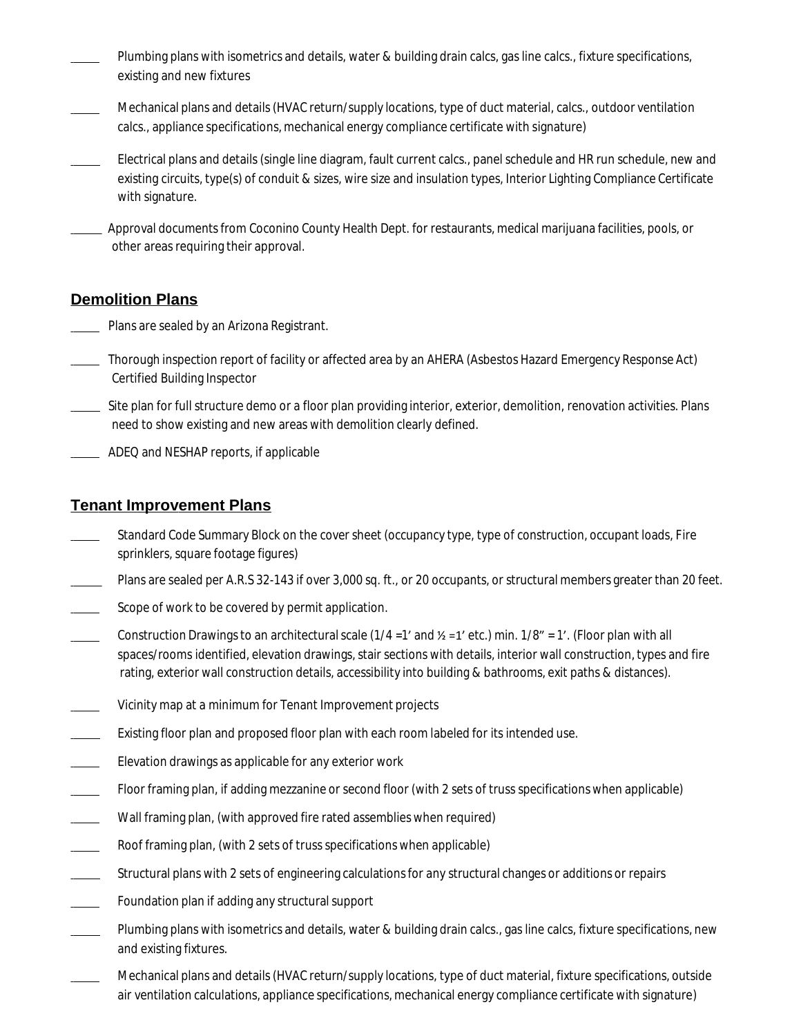_____ Plumbing plans with isometrics and details, water & building drain calcs, gas line calcs., fixture specifications, existing and new fixtures

_____ Mechanical plans and details (HVAC return/supply locations, type of duct material, calcs., outdoor ventilation calcs., appliance specifications, mechanical energy compliance certificate with signature)

_____ Electrical plans and details (single line diagram, fault current calcs., panel schedule and HR run schedule, new and existing circuits, type(s) of conduit & sizes, wire size and insulation types, Interior Lighting Compliance Certificate with signature.

_____ Approval documents from Coconino County Health Dept. for restaurants, medical marijuana facilities, pools, or other areas requiring their approval.

## Demolition Plans

_____ Plans are sealed by an Arizona Registrant.

_____ Thorough inspection report of facility or affected area by an AHERA (Asbestos Hazard Emergency Response Act) Certified Building Inspector

_____ Site plan for full structure demo or a floor plan providing interior, exterior, demolition, renovation activities. Plans need to show existing and new areas with demolition clearly defined.

_____ ADEQ and NESHAP reports, if applicable

## Tenant Improvement Plans

_____ Standard Code Summary Block on the cover sheet (occupancy type, type of construction, occupant loads, Fire sprinklers, square footage figures)

_____ Plans are sealed per A.R.S 32-143 if over 3,000 sq. ft., or 20 occupants, or structural members greater than 20 feet.

_____ Scope of work to be covered by permit application.

_____ Construction Drawings to an architectural scale (1/4 =1' and ½ =1' etc.) min. 1/8" = 1'. (Floor plan with all spaces/rooms identified, elevation drawings, stair sections with details, interior wall construction, types and fire rating, exterior wall construction details, accessibility into building & bathrooms, exit paths & distances).

_____ Vicinity map at a minimum for Tenant Improvement projects

_____ Existing floor plan and proposed floor plan with each room labeled for its intended use.

_____ Elevation drawings as applicable for any exterior work

_____ Floor framing plan, if adding mezzanine or second floor (with 2 sets of truss specifications when applicable)

_____ Wall framing plan, (with approved fire rated assemblies when required)

_____ Roof framing plan, (with 2 sets of truss specifications when applicable)

_____ Structural plans with 2 sets of engineering calculations for any structural changes or additions or repairs

_____ Foundation plan if adding any structural support

_____ Plumbing plans with isometrics and details, water & building drain calcs., gas line calcs, fixture specifications, new and existing fixtures.

_____ Mechanical plans and details (HVAC return/supply locations, type of duct material, fixture specifications, outside air ventilation calculations, appliance specifications, mechanical energy compliance certificate with signature)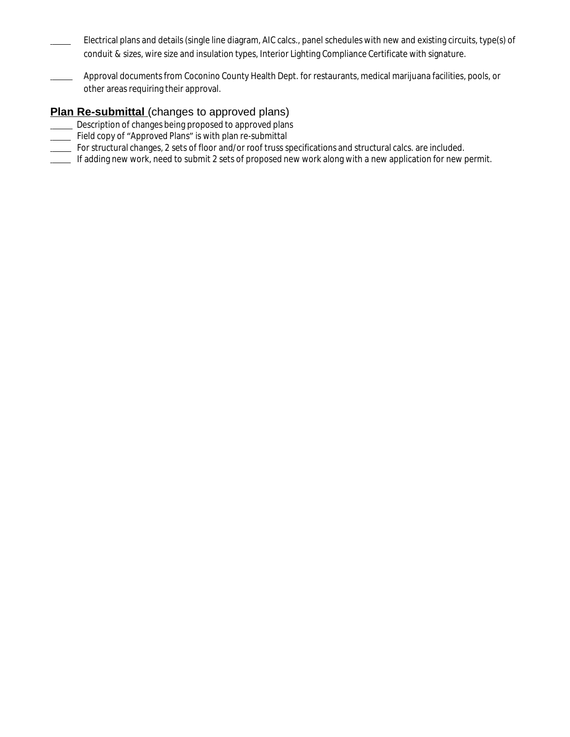_____ Electrical plans and details (single line diagram, AIC calcs., panel schedules with new and existing circuits, type(s) of conduit & sizes, wire size and insulation types, Interior Lighting Compliance Certificate with signature.

_____ Approval documents from Coconino County Health Dept. for restaurants, medical marijuana facilities, pools, or other areas requiring their approval.

**Plan Re-submittal** (changes to approved plans)

_____ Description of changes being proposed to approved plans

_____ Field copy of "Approved Plans" is with plan re-submittal

_____ For structural changes, 2 sets of floor and/or roof truss specifications and structural calcs. are included.

_____ If adding new work, need to submit 2 sets of proposed new work along with a new application for new permit.